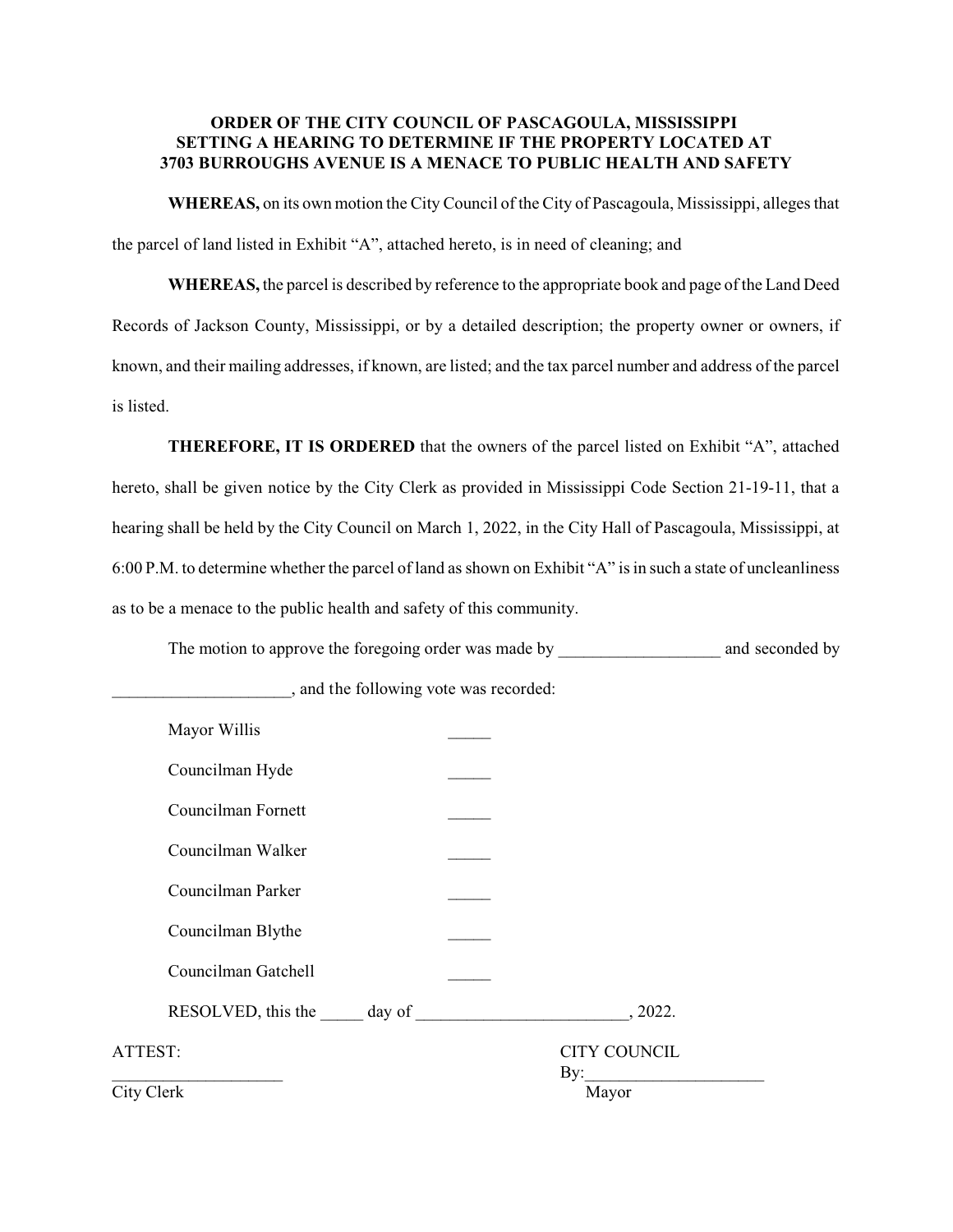**ORDER OF THE CITY COUNCIL OF PASCAGOULA, MISSISSIPPI SETTING A HEARING TO DETERMINE IF THE PROPERTY LOCATED AT 3703 BURROUGHS AVENUE IS A MENACE TO PUBLIC HEALTH AND SAFETY**

**WHEREAS,** on its own motion the City Council of the City of Pascagoula, Mississippi, alleges that the parcel of land listed in Exhibit "A", attached hereto, is in need of cleaning; and

**WHEREAS,** the parcel is described by reference to the appropriate book and page of the Land Deed Records of Jackson County, Mississippi, or by a detailed description; the property owner or owners, if known, and their mailing addresses, if known, are listed; and the tax parcel number and address of the parcel is listed.

**THEREFORE, IT IS ORDERED** that the owners of the parcel listed on Exhibit "A", attached hereto, shall be given notice by the City Clerk as provided in Mississippi Code Section 21-19-11, that a hearing shall be held by the City Council on March 1, 2022, in the City Hall of Pascagoula, Mississippi, at 6:00 P.M. to determine whether the parcel of land as shown on Exhibit "A" is in such a state of uncleanliness as to be a menace to the public health and safety of this community.

The motion to approve the foregoing order was made by ___________________ and seconded by _____________________, and the following vote was recorded:

Mayor Willis _____

Councilman Hyde _____

Councilman Fornett _____

Councilman Walker _____

Councilman Parker _____

Councilman Blythe _____

Councilman Gatchell _____

RESOLVED, this the _____ day of _________________________, 2022.

ATTEST:

____________________
City Clerk

CITY COUNCIL

By:_____________________
Mayor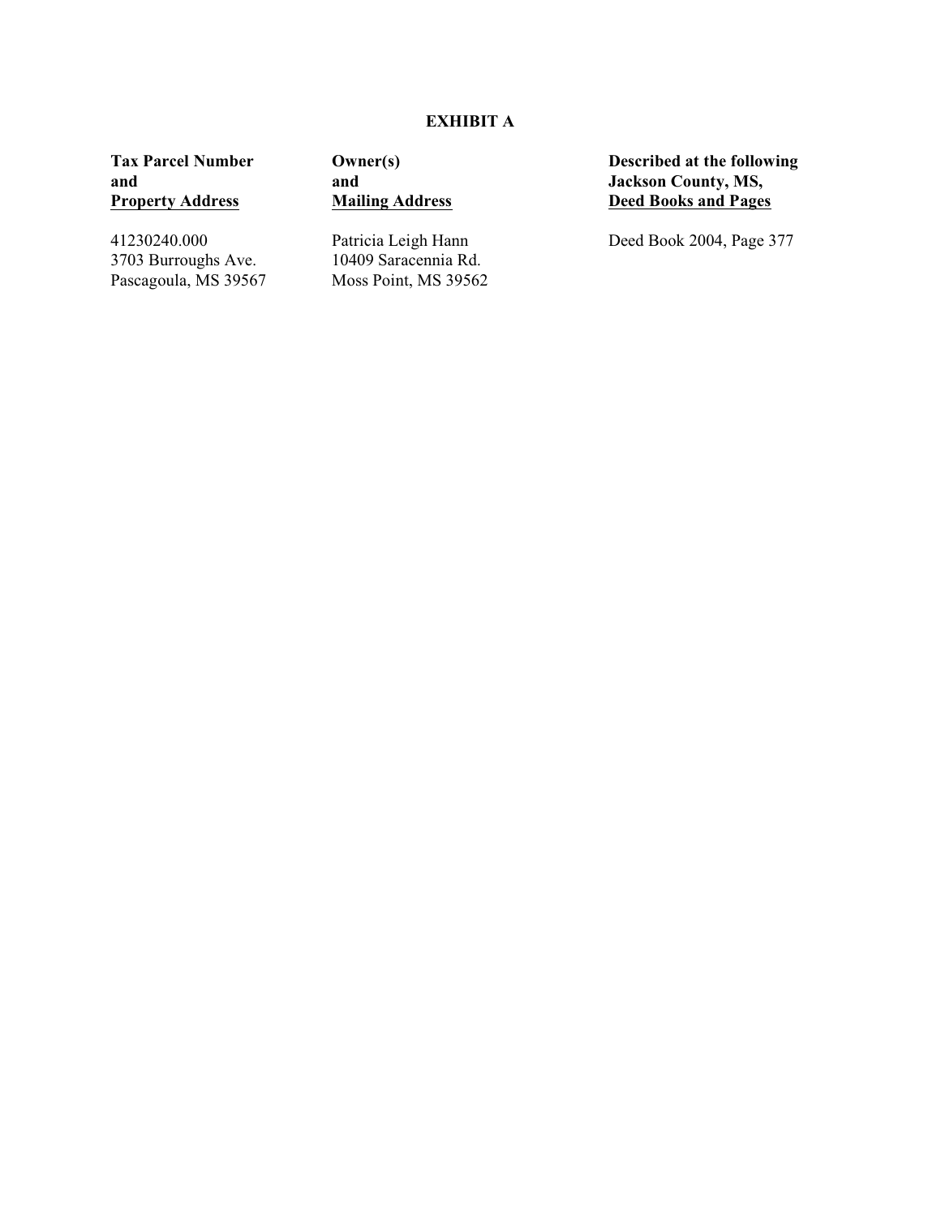# EXHIBIT A

| **Tax Parcel Number and <u>Property Address</u>** | **Owner(s) and <u>Mailing Address</u>** | **Described at the following Jackson County, MS, <u>Deed Books and Pages</u>** |
| --- | --- | --- |
| 41230240.000<br>3703 Burroughs Ave.<br>Pascagoula, MS 39567 | Patricia Leigh Hann<br>10409 Saracennia Rd.<br>Moss Point, MS 39562 | Deed Book 2004, Page 377 |